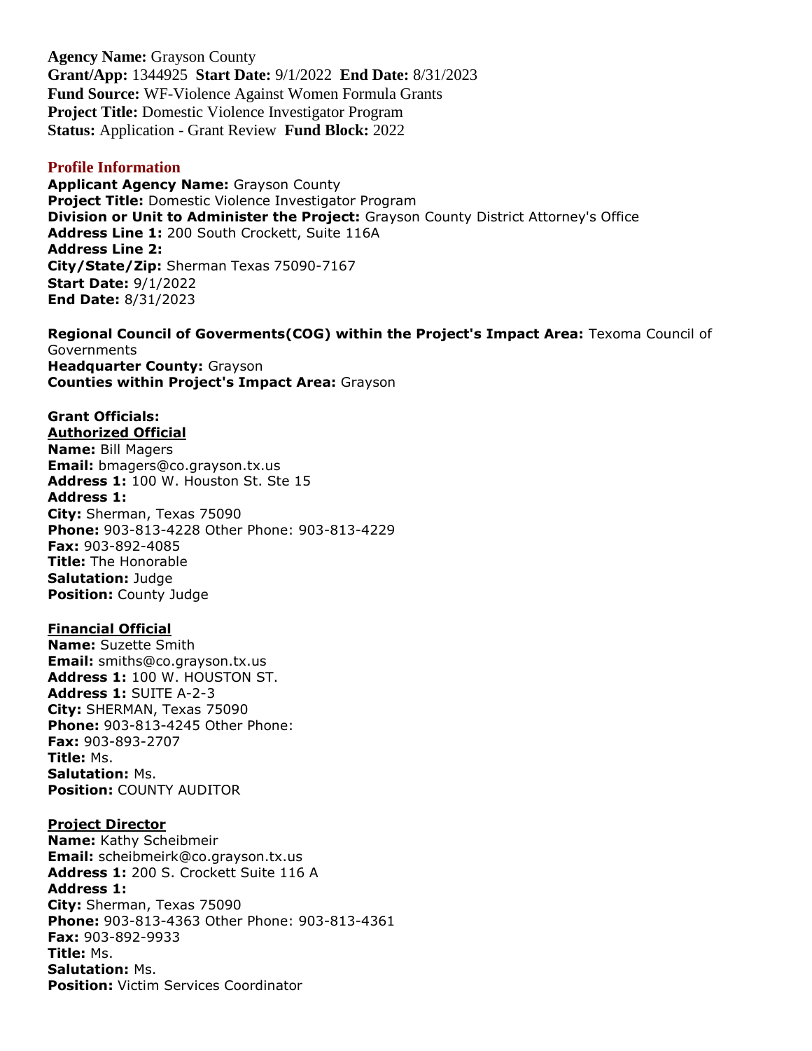**Agency Name:** Grayson County
**Grant/App:** 1344925 **Start Date:** 9/1/2022 **End Date:** 8/31/2023
**Fund Source:** WF-Violence Against Women Formula Grants
**Project Title:** Domestic Violence Investigator Program
**Status:** Application - Grant Review **Fund Block:** 2022

## Profile Information

**Applicant Agency Name:** Grayson County
**Project Title:** Domestic Violence Investigator Program
**Division or Unit to Administer the Project:** Grayson County District Attorney's Office
**Address Line 1:** 200 South Crockett, Suite 116A
**Address Line 2:**
**City/State/Zip:** Sherman Texas 75090-7167
**Start Date:** 9/1/2022
**End Date:** 8/31/2023

**Regional Council of Goverments(COG) within the Project's Impact Area:** Texoma Council of Governments
**Headquarter County:** Grayson
**Counties within Project's Impact Area:** Grayson

**Grant Officials:**

**Authorized Official**
**Name:** Bill Magers
**Email:** bmagers@co.grayson.tx.us
**Address 1:** 100 W. Houston St. Ste 15
**Address 1:**
**City:** Sherman, Texas 75090
**Phone:** 903-813-4228 Other Phone: 903-813-4229
**Fax:** 903-892-4085
**Title:** The Honorable
**Salutation:** Judge
**Position:** County Judge

**Financial Official**
**Name:** Suzette Smith
**Email:** smiths@co.grayson.tx.us
**Address 1:** 100 W. HOUSTON ST.
**Address 1:** SUITE A-2-3
**City:** SHERMAN, Texas 75090
**Phone:** 903-813-4245 Other Phone:
**Fax:** 903-893-2707
**Title:** Ms.
**Salutation:** Ms.
**Position:** COUNTY AUDITOR

**Project Director**
**Name:** Kathy Scheibmeir
**Email:** scheibmeirk@co.grayson.tx.us
**Address 1:** 200 S. Crockett Suite 116 A
**Address 1:**
**City:** Sherman, Texas 75090
**Phone:** 903-813-4363 Other Phone: 903-813-4361
**Fax:** 903-892-9933
**Title:** Ms.
**Salutation:** Ms.
**Position:** Victim Services Coordinator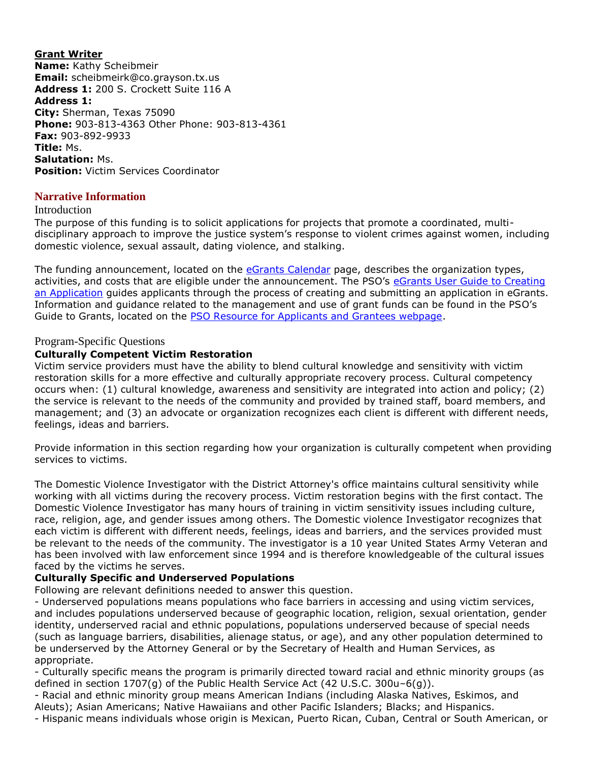**<u>Grant Writer</u>**
**Name:** Kathy Scheibmeir
**Email:** scheibmeirk@co.grayson.tx.us
**Address 1:** 200 S. Crockett Suite 116 A
**Address 1:**
**City:** Sherman, Texas 75090
**Phone:** 903-813-4363 Other Phone: 903-813-4361
**Fax:** 903-892-9933
**Title:** Ms.
**Salutation:** Ms.
**Position:** Victim Services Coordinator

## Narrative Information

### Introduction

The purpose of this funding is to solicit applications for projects that promote a coordinated, multi-disciplinary approach to improve the justice system's response to violent crimes against women, including domestic violence, sexual assault, dating violence, and stalking.

The funding announcement, located on the eGrants Calendar page, describes the organization types, activities, and costs that are eligible under the announcement. The PSO's eGrants User Guide to Creating an Application guides applicants through the process of creating and submitting an application in eGrants. Information and guidance related to the management and use of grant funds can be found in the PSO's Guide to Grants, located on the PSO Resource for Applicants and Grantees webpage.

### Program-Specific Questions

**Culturally Competent Victim Restoration**

Victim service providers must have the ability to blend cultural knowledge and sensitivity with victim restoration skills for a more effective and culturally appropriate recovery process. Cultural competency occurs when: (1) cultural knowledge, awareness and sensitivity are integrated into action and policy; (2) the service is relevant to the needs of the community and provided by trained staff, board members, and management; and (3) an advocate or organization recognizes each client is different with different needs, feelings, ideas and barriers.

Provide information in this section regarding how your organization is culturally competent when providing services to victims.

The Domestic Violence Investigator with the District Attorney's office maintains cultural sensitivity while working with all victims during the recovery process. Victim restoration begins with the first contact. The Domestic Violence Investigator has many hours of training in victim sensitivity issues including culture, race, religion, age, and gender issues among others. The Domestic violence Investigator recognizes that each victim is different with different needs, feelings, ideas and barriers, and the services provided must be relevant to the needs of the community. The investigator is a 10 year United States Army Veteran and has been involved with law enforcement since 1994 and is therefore knowledgeable of the cultural issues faced by the victims he serves.

**Culturally Specific and Underserved Populations**

Following are relevant definitions needed to answer this question.

- Underserved populations means populations who face barriers in accessing and using victim services, and includes populations underserved because of geographic location, religion, sexual orientation, gender identity, underserved racial and ethnic populations, populations underserved because of special needs (such as language barriers, disabilities, alienage status, or age), and any other population determined to be underserved by the Attorney General or by the Secretary of Health and Human Services, as appropriate.
- Culturally specific means the program is primarily directed toward racial and ethnic minority groups (as defined in section 1707(g) of the Public Health Service Act (42 U.S.C. 300u–6(g)).
- Racial and ethnic minority group means American Indians (including Alaska Natives, Eskimos, and Aleuts); Asian Americans; Native Hawaiians and other Pacific Islanders; Blacks; and Hispanics.
- Hispanic means individuals whose origin is Mexican, Puerto Rican, Cuban, Central or South American, or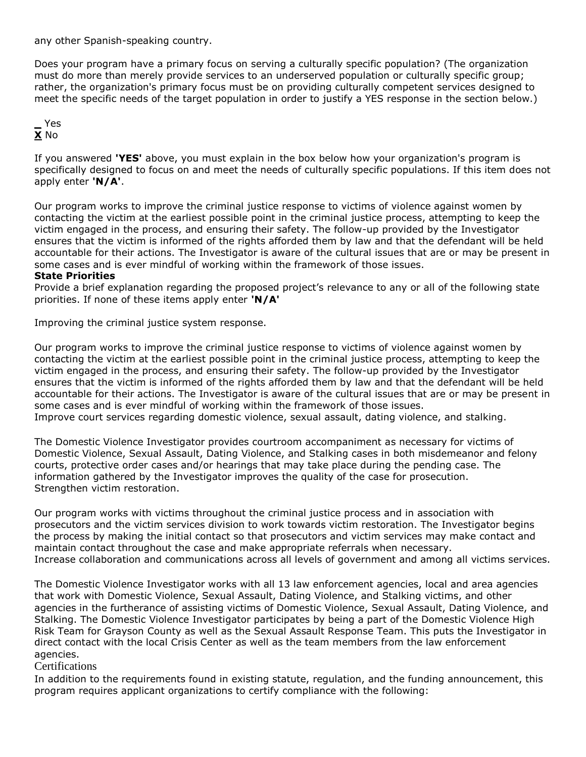any other Spanish-speaking country.

Does your program have a primary focus on serving a culturally specific population? (The organization must do more than merely provide services to an underserved population or culturally specific group; rather, the organization's primary focus must be on providing culturally competent services designed to meet the specific needs of the target population in order to justify a YES response in the section below.)

**_** Yes
**X** No

If you answered **'YES'** above, you must explain in the box below how your organization's program is specifically designed to focus on and meet the needs of culturally specific populations. If this item does not apply enter **'N/A'**.

Our program works to improve the criminal justice response to victims of violence against women by contacting the victim at the earliest possible point in the criminal justice process, attempting to keep the victim engaged in the process, and ensuring their safety. The follow-up provided by the Investigator ensures that the victim is informed of the rights afforded them by law and that the defendant will be held accountable for their actions. The Investigator is aware of the cultural issues that are or may be present in some cases and is ever mindful of working within the framework of those issues.

**State Priorities**

Provide a brief explanation regarding the proposed project's relevance to any or all of the following state priorities. If none of these items apply enter **'N/A'**

Improving the criminal justice system response.

Our program works to improve the criminal justice response to victims of violence against women by contacting the victim at the earliest possible point in the criminal justice process, attempting to keep the victim engaged in the process, and ensuring their safety. The follow-up provided by the Investigator ensures that the victim is informed of the rights afforded them by law and that the defendant will be held accountable for their actions. The Investigator is aware of the cultural issues that are or may be present in some cases and is ever mindful of working within the framework of those issues.
Improve court services regarding domestic violence, sexual assault, dating violence, and stalking.

The Domestic Violence Investigator provides courtroom accompaniment as necessary for victims of Domestic Violence, Sexual Assault, Dating Violence, and Stalking cases in both misdemeanor and felony courts, protective order cases and/or hearings that may take place during the pending case. The information gathered by the Investigator improves the quality of the case for prosecution.
Strengthen victim restoration.

Our program works with victims throughout the criminal justice process and in association with prosecutors and the victim services division to work towards victim restoration. The Investigator begins the process by making the initial contact so that prosecutors and victim services may make contact and maintain contact throughout the case and make appropriate referrals when necessary.
Increase collaboration and communications across all levels of government and among all victims services.

The Domestic Violence Investigator works with all 13 law enforcement agencies, local and area agencies that work with Domestic Violence, Sexual Assault, Dating Violence, and Stalking victims, and other agencies in the furtherance of assisting victims of Domestic Violence, Sexual Assault, Dating Violence, and Stalking. The Domestic Violence Investigator participates by being a part of the Domestic Violence High Risk Team for Grayson County as well as the Sexual Assault Response Team. This puts the Investigator in direct contact with the local Crisis Center as well as the team members from the law enforcement agencies.

## Certifications

In addition to the requirements found in existing statute, regulation, and the funding announcement, this program requires applicant organizations to certify compliance with the following: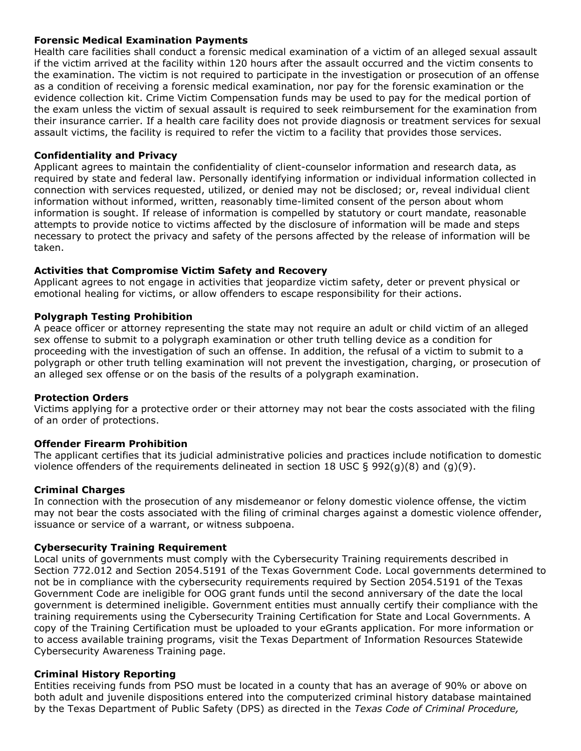**Forensic Medical Examination Payments**
Health care facilities shall conduct a forensic medical examination of a victim of an alleged sexual assault if the victim arrived at the facility within 120 hours after the assault occurred and the victim consents to the examination. The victim is not required to participate in the investigation or prosecution of an offense as a condition of receiving a forensic medical examination, nor pay for the forensic examination or the evidence collection kit. Crime Victim Compensation funds may be used to pay for the medical portion of the exam unless the victim of sexual assault is required to seek reimbursement for the examination from their insurance carrier. If a health care facility does not provide diagnosis or treatment services for sexual assault victims, the facility is required to refer the victim to a facility that provides those services.

**Confidentiality and Privacy**
Applicant agrees to maintain the confidentiality of client-counselor information and research data, as required by state and federal law. Personally identifying information or individual information collected in connection with services requested, utilized, or denied may not be disclosed; or, reveal individual client information without informed, written, reasonably time-limited consent of the person about whom information is sought. If release of information is compelled by statutory or court mandate, reasonable attempts to provide notice to victims affected by the disclosure of information will be made and steps necessary to protect the privacy and safety of the persons affected by the release of information will be taken.

**Activities that Compromise Victim Safety and Recovery**
Applicant agrees to not engage in activities that jeopardize victim safety, deter or prevent physical or emotional healing for victims, or allow offenders to escape responsibility for their actions.

**Polygraph Testing Prohibition**
A peace officer or attorney representing the state may not require an adult or child victim of an alleged sex offense to submit to a polygraph examination or other truth telling device as a condition for proceeding with the investigation of such an offense. In addition, the refusal of a victim to submit to a polygraph or other truth telling examination will not prevent the investigation, charging, or prosecution of an alleged sex offense or on the basis of the results of a polygraph examination.

**Protection Orders**
Victims applying for a protective order or their attorney may not bear the costs associated with the filing of an order of protections.

**Offender Firearm Prohibition**
The applicant certifies that its judicial administrative policies and practices include notification to domestic violence offenders of the requirements delineated in section 18 USC § 992(g)(8) and (g)(9).

**Criminal Charges**
In connection with the prosecution of any misdemeanor or felony domestic violence offense, the victim may not bear the costs associated with the filing of criminal charges against a domestic violence offender, issuance or service of a warrant, or witness subpoena.

**Cybersecurity Training Requirement**
Local units of governments must comply with the Cybersecurity Training requirements described in Section 772.012 and Section 2054.5191 of the Texas Government Code. Local governments determined to not be in compliance with the cybersecurity requirements required by Section 2054.5191 of the Texas Government Code are ineligible for OOG grant funds until the second anniversary of the date the local government is determined ineligible. Government entities must annually certify their compliance with the training requirements using the Cybersecurity Training Certification for State and Local Governments. A copy of the Training Certification must be uploaded to your eGrants application. For more information or to access available training programs, visit the Texas Department of Information Resources Statewide Cybersecurity Awareness Training page.

**Criminal History Reporting**
Entities receiving funds from PSO must be located in a county that has an average of 90% or above on both adult and juvenile dispositions entered into the computerized criminal history database maintained by the Texas Department of Public Safety (DPS) as directed in the *Texas Code of Criminal Procedure,*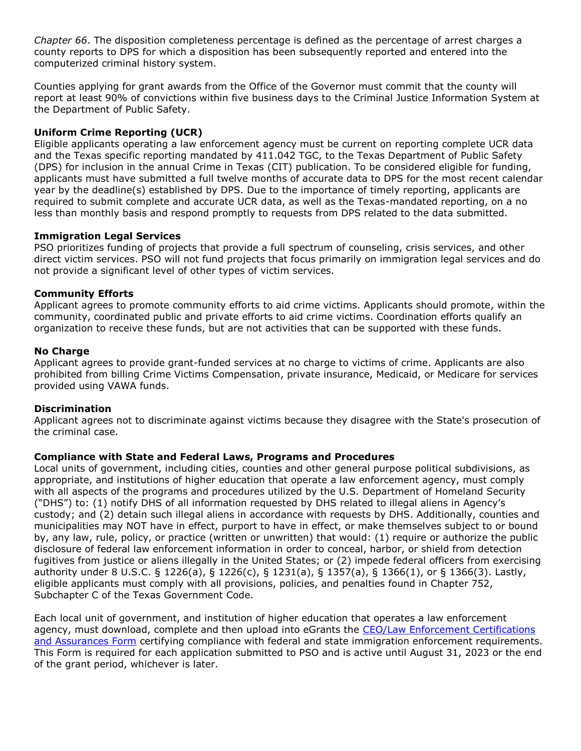*Chapter 66*. The disposition completeness percentage is defined as the percentage of arrest charges a county reports to DPS for which a disposition has been subsequently reported and entered into the computerized criminal history system.

Counties applying for grant awards from the Office of the Governor must commit that the county will report at least 90% of convictions within five business days to the Criminal Justice Information System at the Department of Public Safety.

**Uniform Crime Reporting (UCR)**
Eligible applicants operating a law enforcement agency must be current on reporting complete UCR data and the Texas specific reporting mandated by 411.042 TGC, to the Texas Department of Public Safety (DPS) for inclusion in the annual Crime in Texas (CIT) publication. To be considered eligible for funding, applicants must have submitted a full twelve months of accurate data to DPS for the most recent calendar year by the deadline(s) established by DPS. Due to the importance of timely reporting, applicants are required to submit complete and accurate UCR data, as well as the Texas-mandated reporting, on a no less than monthly basis and respond promptly to requests from DPS related to the data submitted.

**Immigration Legal Services**
PSO prioritizes funding of projects that provide a full spectrum of counseling, crisis services, and other direct victim services. PSO will not fund projects that focus primarily on immigration legal services and do not provide a significant level of other types of victim services.

**Community Efforts**
Applicant agrees to promote community efforts to aid crime victims. Applicants should promote, within the community, coordinated public and private efforts to aid crime victims. Coordination efforts qualify an organization to receive these funds, but are not activities that can be supported with these funds.

**No Charge**
Applicant agrees to provide grant-funded services at no charge to victims of crime. Applicants are also prohibited from billing Crime Victims Compensation, private insurance, Medicaid, or Medicare for services provided using VAWA funds.

**Discrimination**
Applicant agrees not to discriminate against victims because they disagree with the State's prosecution of the criminal case.

**Compliance with State and Federal Laws, Programs and Procedures**
Local units of government, including cities, counties and other general purpose political subdivisions, as appropriate, and institutions of higher education that operate a law enforcement agency, must comply with all aspects of the programs and procedures utilized by the U.S. Department of Homeland Security ("DHS") to: (1) notify DHS of all information requested by DHS related to illegal aliens in Agency's custody; and (2) detain such illegal aliens in accordance with requests by DHS. Additionally, counties and municipalities may NOT have in effect, purport to have in effect, or make themselves subject to or bound by, any law, rule, policy, or practice (written or unwritten) that would: (1) require or authorize the public disclosure of federal law enforcement information in order to conceal, harbor, or shield from detection fugitives from justice or aliens illegally in the United States; or (2) impede federal officers from exercising authority under 8 U.S.C. § 1226(a), § 1226(c), § 1231(a), § 1357(a), § 1366(1), or § 1366(3). Lastly, eligible applicants must comply with all provisions, policies, and penalties found in Chapter 752, Subchapter C of the Texas Government Code.

Each local unit of government, and institution of higher education that operates a law enforcement agency, must download, complete and then upload into eGrants the [CEO/Law Enforcement Certifications and Assurances Form]() certifying compliance with federal and state immigration enforcement requirements. This Form is required for each application submitted to PSO and is active until August 31, 2023 or the end of the grant period, whichever is later.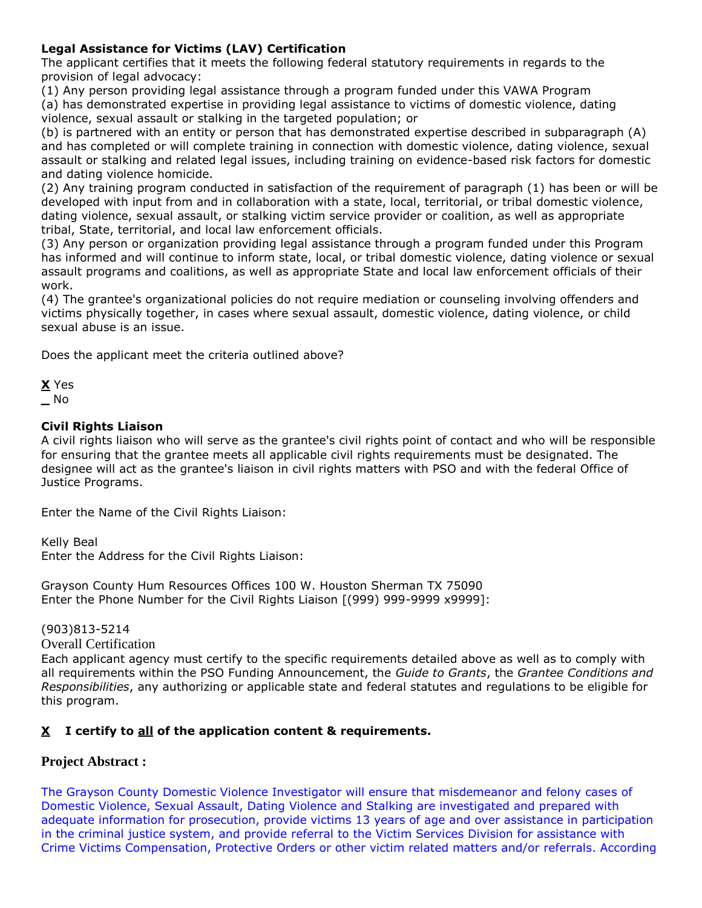**Legal Assistance for Victims (LAV) Certification**

The applicant certifies that it meets the following federal statutory requirements in regards to the provision of legal advocacy:

(1) Any person providing legal assistance through a program funded under this VAWA Program

(a) has demonstrated expertise in providing legal assistance to victims of domestic violence, dating violence, sexual assault or stalking in the targeted population; or

(b) is partnered with an entity or person that has demonstrated expertise described in subparagraph (A) and has completed or will complete training in connection with domestic violence, dating violence, sexual assault or stalking and related legal issues, including training on evidence-based risk factors for domestic and dating violence homicide.

(2) Any training program conducted in satisfaction of the requirement of paragraph (1) has been or will be developed with input from and in collaboration with a state, local, territorial, or tribal domestic violence, dating violence, sexual assault, or stalking victim service provider or coalition, as well as appropriate tribal, State, territorial, and local law enforcement officials.

(3) Any person or organization providing legal assistance through a program funded under this Program has informed and will continue to inform state, local, or tribal domestic violence, dating violence or sexual assault programs and coalitions, as well as appropriate State and local law enforcement officials of their work.

(4) The grantee's organizational policies do not require mediation or counseling involving offenders and victims physically together, in cases where sexual assault, domestic violence, dating violence, or child sexual abuse is an issue.

Does the applicant meet the criteria outlined above?

**X** Yes
_ No

**Civil Rights Liaison**

A civil rights liaison who will serve as the grantee's civil rights point of contact and who will be responsible for ensuring that the grantee meets all applicable civil rights requirements must be designated. The designee will act as the grantee's liaison in civil rights matters with PSO and with the federal Office of Justice Programs.

Enter the Name of the Civil Rights Liaison:

Kelly Beal

Enter the Address for the Civil Rights Liaison:

Grayson County Hum Resources Offices 100 W. Houston Sherman TX 75090

Enter the Phone Number for the Civil Rights Liaison [(999) 999-9999 x9999]:

(903)813-5214

Overall Certification

Each applicant agency must certify to the specific requirements detailed above as well as to comply with all requirements within the PSO Funding Announcement, the *Guide to Grants*, the *Grantee Conditions and Responsibilities*, any authorizing or applicable state and federal statutes and regulations to be eligible for this program.

**X I certify to all of the application content & requirements.**

**Project Abstract :**

The Grayson County Domestic Violence Investigator will ensure that misdemeanor and felony cases of Domestic Violence, Sexual Assault, Dating Violence and Stalking are investigated and prepared with adequate information for prosecution, provide victims 13 years of age and over assistance in participation in the criminal justice system, and provide referral to the Victim Services Division for assistance with Crime Victims Compensation, Protective Orders or other victim related matters and/or referrals. According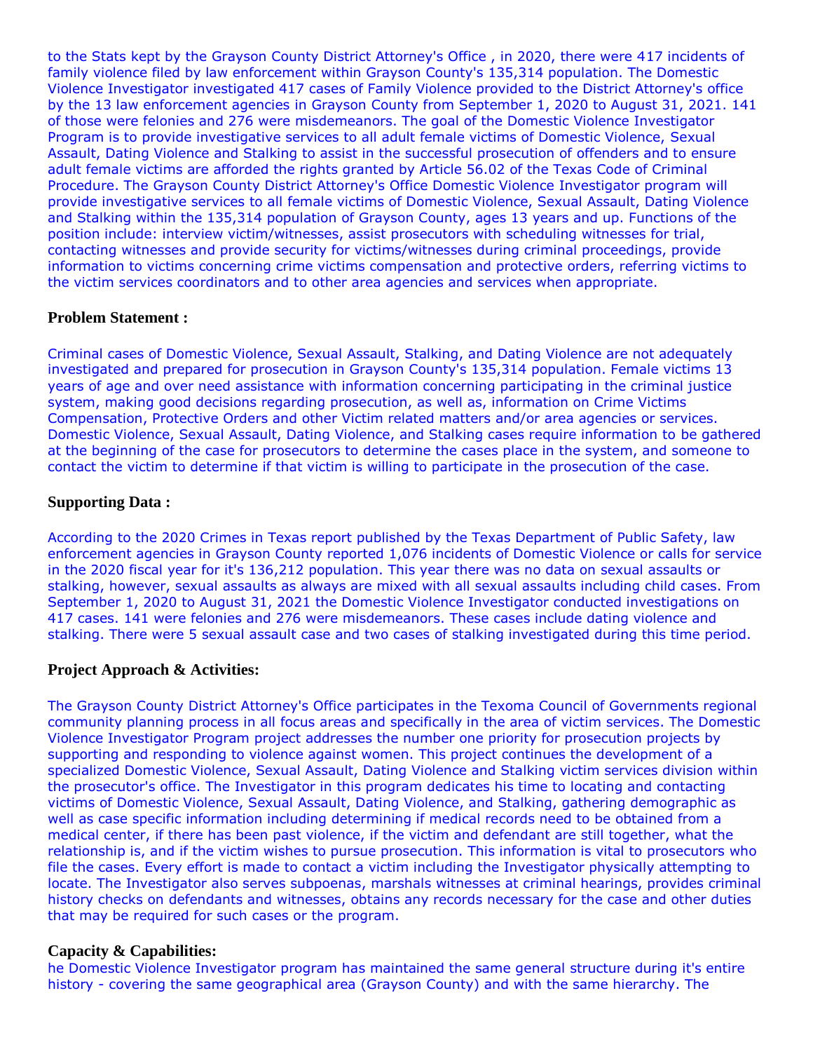to the Stats kept by the Grayson County District Attorney's Office , in 2020, there were 417 incidents of family violence filed by law enforcement within Grayson County's 135,314 population. The Domestic Violence Investigator investigated 417 cases of Family Violence provided to the District Attorney's office by the 13 law enforcement agencies in Grayson County from September 1, 2020 to August 31, 2021. 141 of those were felonies and 276 were misdemeanors. The goal of the Domestic Violence Investigator Program is to provide investigative services to all adult female victims of Domestic Violence, Sexual Assault, Dating Violence and Stalking to assist in the successful prosecution of offenders and to ensure adult female victims are afforded the rights granted by Article 56.02 of the Texas Code of Criminal Procedure. The Grayson County District Attorney's Office Domestic Violence Investigator program will provide investigative services to all female victims of Domestic Violence, Sexual Assault, Dating Violence and Stalking within the 135,314 population of Grayson County, ages 13 years and up. Functions of the position include: interview victim/witnesses, assist prosecutors with scheduling witnesses for trial, contacting witnesses and provide security for victims/witnesses during criminal proceedings, provide information to victims concerning crime victims compensation and protective orders, referring victims to the victim services coordinators and to other area agencies and services when appropriate.

**Problem Statement :**

Criminal cases of Domestic Violence, Sexual Assault, Stalking, and Dating Violence are not adequately investigated and prepared for prosecution in Grayson County's 135,314 population. Female victims 13 years of age and over need assistance with information concerning participating in the criminal justice system, making good decisions regarding prosecution, as well as, information on Crime Victims Compensation, Protective Orders and other Victim related matters and/or area agencies or services. Domestic Violence, Sexual Assault, Dating Violence, and Stalking cases require information to be gathered at the beginning of the case for prosecutors to determine the cases place in the system, and someone to contact the victim to determine if that victim is willing to participate in the prosecution of the case.

**Supporting Data :**

According to the 2020 Crimes in Texas report published by the Texas Department of Public Safety, law enforcement agencies in Grayson County reported 1,076 incidents of Domestic Violence or calls for service in the 2020 fiscal year for it's 136,212 population. This year there was no data on sexual assaults or stalking, however, sexual assaults as always are mixed with all sexual assaults including child cases. From September 1, 2020 to August 31, 2021 the Domestic Violence Investigator conducted investigations on 417 cases. 141 were felonies and 276 were misdemeanors. These cases include dating violence and stalking. There were 5 sexual assault case and two cases of stalking investigated during this time period.

**Project Approach & Activities:**

The Grayson County District Attorney's Office participates in the Texoma Council of Governments regional community planning process in all focus areas and specifically in the area of victim services. The Domestic Violence Investigator Program project addresses the number one priority for prosecution projects by supporting and responding to violence against women. This project continues the development of a specialized Domestic Violence, Sexual Assault, Dating Violence and Stalking victim services division within the prosecutor's office. The Investigator in this program dedicates his time to locating and contacting victims of Domestic Violence, Sexual Assault, Dating Violence, and Stalking, gathering demographic as well as case specific information including determining if medical records need to be obtained from a medical center, if there has been past violence, if the victim and defendant are still together, what the relationship is, and if the victim wishes to pursue prosecution. This information is vital to prosecutors who file the cases. Every effort is made to contact a victim including the Investigator physically attempting to locate. The Investigator also serves subpoenas, marshals witnesses at criminal hearings, provides criminal history checks on defendants and witnesses, obtains any records necessary for the case and other duties that may be required for such cases or the program.

**Capacity & Capabilities:**

he Domestic Violence Investigator program has maintained the same general structure during it's entire history - covering the same geographical area (Grayson County) and with the same hierarchy. The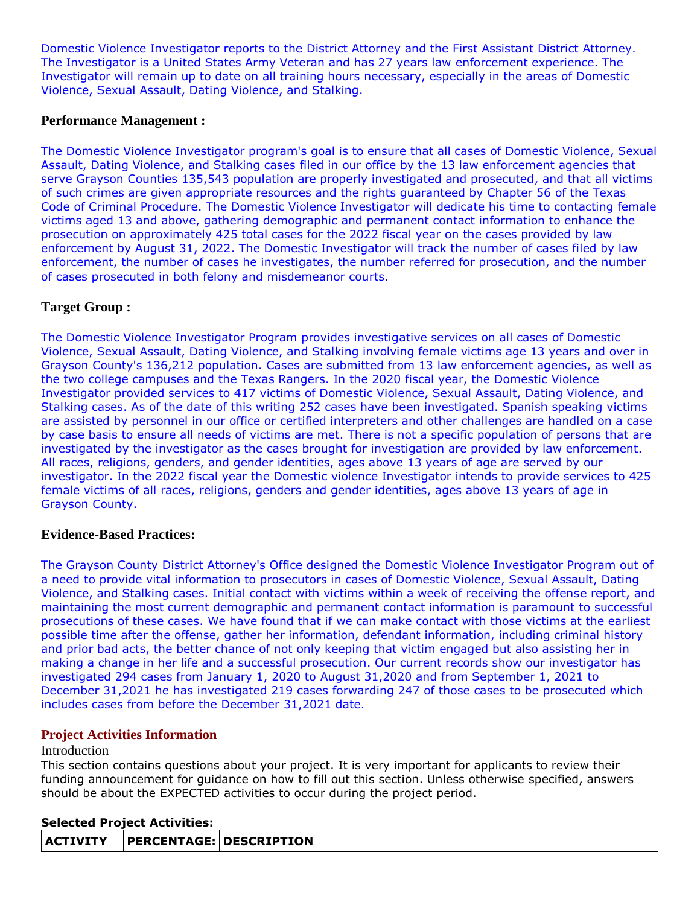Domestic Violence Investigator reports to the District Attorney and the First Assistant District Attorney. The Investigator is a United States Army Veteran and has 27 years law enforcement experience. The Investigator will remain up to date on all training hours necessary, especially in the areas of Domestic Violence, Sexual Assault, Dating Violence, and Stalking.

**Performance Management :**

The Domestic Violence Investigator program's goal is to ensure that all cases of Domestic Violence, Sexual Assault, Dating Violence, and Stalking cases filed in our office by the 13 law enforcement agencies that serve Grayson Counties 135,543 population are properly investigated and prosecuted, and that all victims of such crimes are given appropriate resources and the rights guaranteed by Chapter 56 of the Texas Code of Criminal Procedure. The Domestic Violence Investigator will dedicate his time to contacting female victims aged 13 and above, gathering demographic and permanent contact information to enhance the prosecution on approximately 425 total cases for the 2022 fiscal year on the cases provided by law enforcement by August 31, 2022. The Domestic Investigator will track the number of cases filed by law enforcement, the number of cases he investigates, the number referred for prosecution, and the number of cases prosecuted in both felony and misdemeanor courts.

**Target Group :**

The Domestic Violence Investigator Program provides investigative services on all cases of Domestic Violence, Sexual Assault, Dating Violence, and Stalking involving female victims age 13 years and over in Grayson County's 136,212 population. Cases are submitted from 13 law enforcement agencies, as well as the two college campuses and the Texas Rangers. In the 2020 fiscal year, the Domestic Violence Investigator provided services to 417 victims of Domestic Violence, Sexual Assault, Dating Violence, and Stalking cases. As of the date of this writing 252 cases have been investigated. Spanish speaking victims are assisted by personnel in our office or certified interpreters and other challenges are handled on a case by case basis to ensure all needs of victims are met. There is not a specific population of persons that are investigated by the investigator as the cases brought for investigation are provided by law enforcement. All races, religions, genders, and gender identities, ages above 13 years of age are served by our investigator. In the 2022 fiscal year the Domestic violence Investigator intends to provide services to 425 female victims of all races, religions, genders and gender identities, ages above 13 years of age in Grayson County.

**Evidence-Based Practices:**

The Grayson County District Attorney's Office designed the Domestic Violence Investigator Program out of a need to provide vital information to prosecutors in cases of Domestic Violence, Sexual Assault, Dating Violence, and Stalking cases. Initial contact with victims within a week of receiving the offense report, and maintaining the most current demographic and permanent contact information is paramount to successful prosecutions of these cases. We have found that if we can make contact with those victims at the earliest possible time after the offense, gather her information, defendant information, including criminal history and prior bad acts, the better chance of not only keeping that victim engaged but also assisting her in making a change in her life and a successful prosecution. Our current records show our investigator has investigated 294 cases from January 1, 2020 to August 31,2020 and from September 1, 2021 to December 31,2021 he has investigated 219 cases forwarding 247 of those cases to be prosecuted which includes cases from before the December 31,2021 date.

## Project Activities Information

Introduction

This section contains questions about your project. It is very important for applicants to review their funding announcement for guidance on how to fill out this section. Unless otherwise specified, answers should be about the EXPECTED activities to occur during the project period.

**Selected Project Activities:**

| ACTIVITY | PERCENTAGE: | DESCRIPTION |
|---|---|---|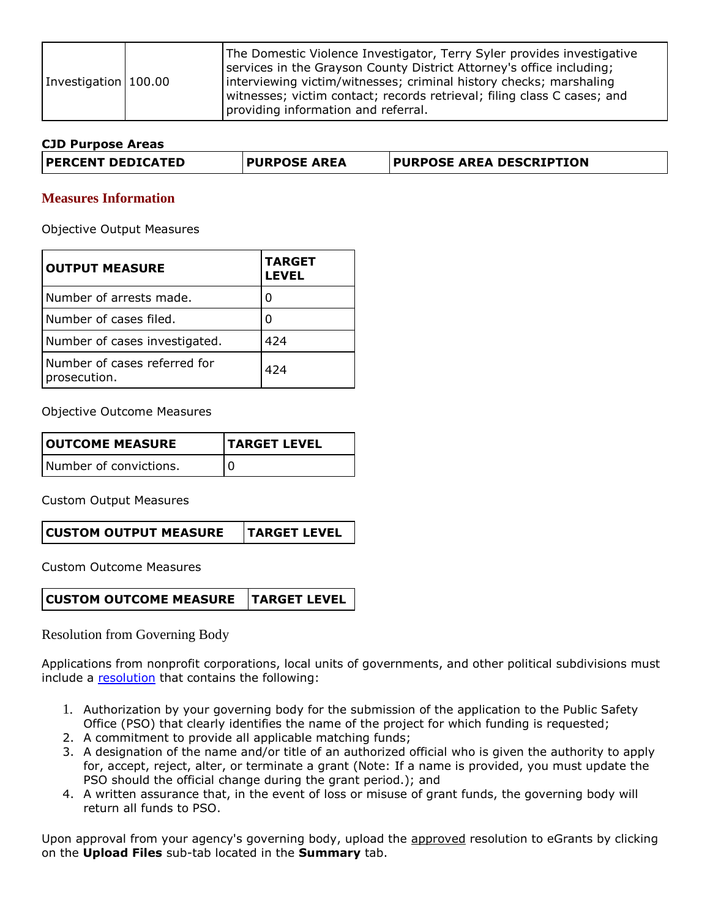| Investigation | 100.00 | The Domestic Violence Investigator, Terry Syler provides investigative services in the Grayson County District Attorney's office including; interviewing victim/witnesses; criminal history checks; marshaling witnesses; victim contact; records retrieval; filing class C cases; and providing information and referral. |
|---|---|---|

**CJD Purpose Areas**

| PERCENT DEDICATED | PURPOSE AREA | PURPOSE AREA DESCRIPTION |
|---|---|---|

## Measures Information

Objective Output Measures

| OUTPUT MEASURE | TARGET LEVEL |
|---|---|
| Number of arrests made. | 0 |
| Number of cases filed. | 0 |
| Number of cases investigated. | 424 |
| Number of cases referred for prosecution. | 424 |

Objective Outcome Measures

| OUTCOME MEASURE | TARGET LEVEL |
|---|---|
| Number of convictions. | 0 |

Custom Output Measures

| CUSTOM OUTPUT MEASURE | TARGET LEVEL |
|---|---|

Custom Outcome Measures

| CUSTOM OUTCOME MEASURE | TARGET LEVEL |
|---|---|

Resolution from Governing Body

Applications from nonprofit corporations, local units of governments, and other political subdivisions must include a resolution that contains the following:

1. Authorization by your governing body for the submission of the application to the Public Safety Office (PSO) that clearly identifies the name of the project for which funding is requested;
2. A commitment to provide all applicable matching funds;
3. A designation of the name and/or title of an authorized official who is given the authority to apply for, accept, reject, alter, or terminate a grant (Note: If a name is provided, you must update the PSO should the official change during the grant period.); and
4. A written assurance that, in the event of loss or misuse of grant funds, the governing body will return all funds to PSO.

Upon approval from your agency's governing body, upload the approved resolution to eGrants by clicking on the **Upload Files** sub-tab located in the **Summary** tab.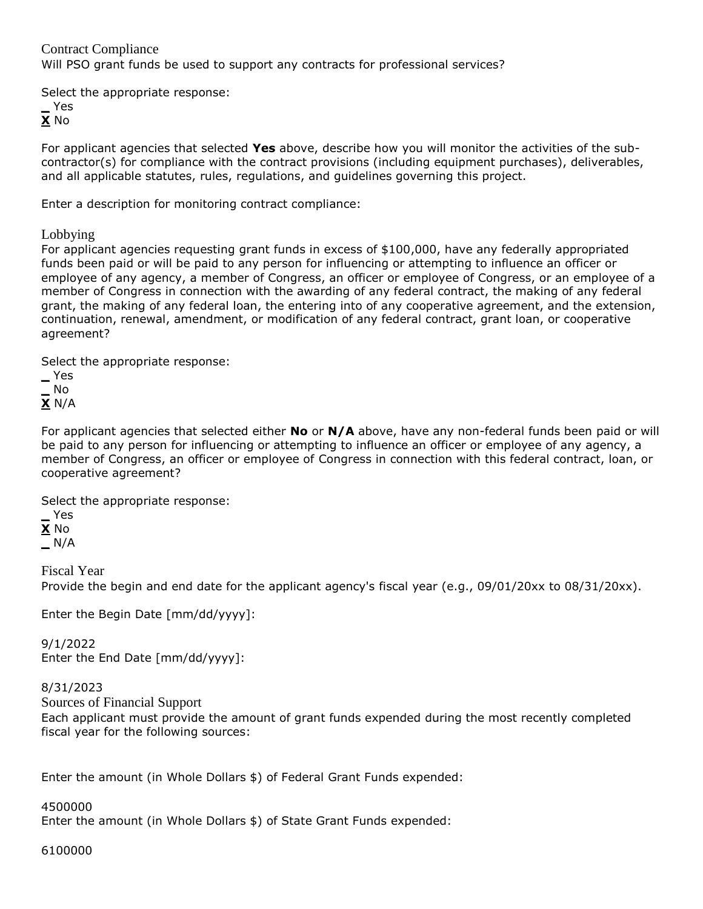## Contract Compliance

Will PSO grant funds be used to support any contracts for professional services?

Select the appropriate response:

_ Yes
**X** No

For applicant agencies that selected **Yes** above, describe how you will monitor the activities of the sub-contractor(s) for compliance with the contract provisions (including equipment purchases), deliverables, and all applicable statutes, rules, regulations, and guidelines governing this project.

Enter a description for monitoring contract compliance:

## Lobbying

For applicant agencies requesting grant funds in excess of $100,000, have any federally appropriated funds been paid or will be paid to any person for influencing or attempting to influence an officer or employee of any agency, a member of Congress, an officer or employee of Congress, or an employee of a member of Congress in connection with the awarding of any federal contract, the making of any federal grant, the making of any federal loan, the entering into of any cooperative agreement, and the extension, continuation, renewal, amendment, or modification of any federal contract, grant loan, or cooperative agreement?

Select the appropriate response:

_ Yes
_ No
**X** N/A

For applicant agencies that selected either **No** or **N/A** above, have any non-federal funds been paid or will be paid to any person for influencing or attempting to influence an officer or employee of any agency, a member of Congress, an officer or employee of Congress in connection with this federal contract, loan, or cooperative agreement?

Select the appropriate response:

_ Yes
**X** No
_ N/A

## Fiscal Year

Provide the begin and end date for the applicant agency's fiscal year (e.g., 09/01/20xx to 08/31/20xx).

Enter the Begin Date [mm/dd/yyyy]:

9/1/2022

Enter the End Date [mm/dd/yyyy]:

8/31/2023

## Sources of Financial Support

Each applicant must provide the amount of grant funds expended during the most recently completed fiscal year for the following sources:

Enter the amount (in Whole Dollars $) of Federal Grant Funds expended:

4500000

Enter the amount (in Whole Dollars $) of State Grant Funds expended:

6100000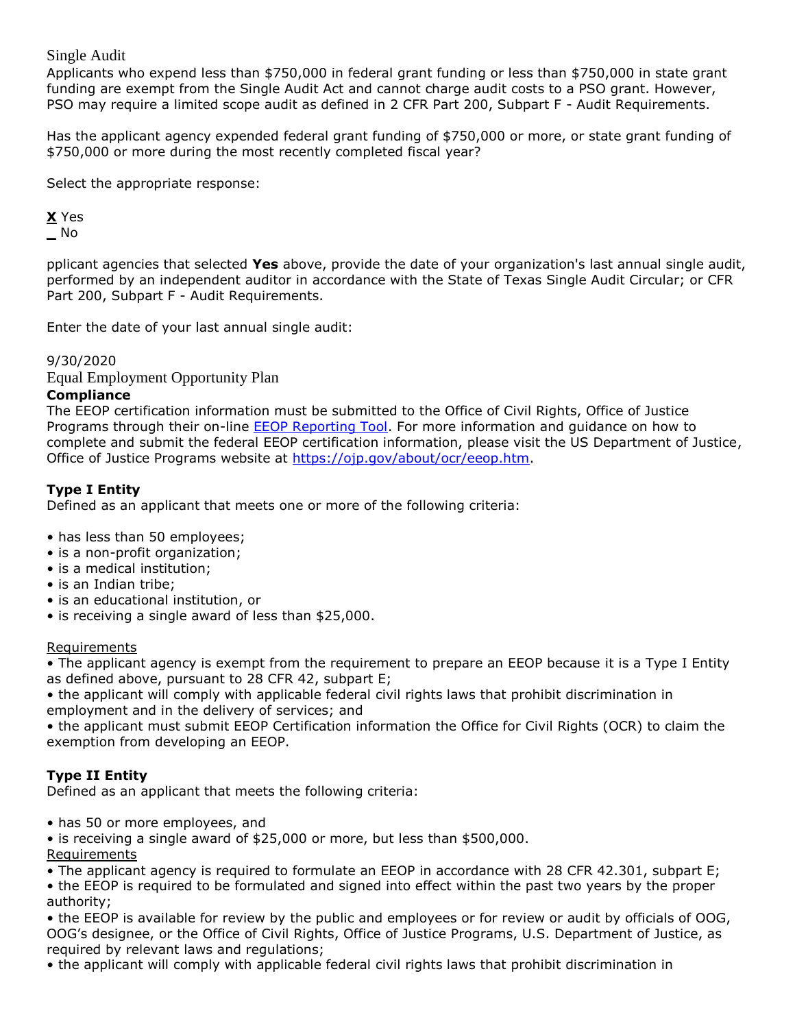### Single Audit

Applicants who expend less than $750,000 in federal grant funding or less than $750,000 in state grant funding are exempt from the Single Audit Act and cannot charge audit costs to a PSO grant. However, PSO may require a limited scope audit as defined in 2 CFR Part 200, Subpart F - Audit Requirements.

Has the applicant agency expended federal grant funding of $750,000 or more, or state grant funding of $750,000 or more during the most recently completed fiscal year?

Select the appropriate response:

**X** Yes
_ No

pplicant agencies that selected **Yes** above, provide the date of your organization's last annual single audit, performed by an independent auditor in accordance with the State of Texas Single Audit Circular; or CFR Part 200, Subpart F - Audit Requirements.

Enter the date of your last annual single audit:

9/30/2020

### Equal Employment Opportunity Plan

**Compliance**

The EEOP certification information must be submitted to the Office of Civil Rights, Office of Justice Programs through their on-line EEOP Reporting Tool. For more information and guidance on how to complete and submit the federal EEOP certification information, please visit the US Department of Justice, Office of Justice Programs website at https://ojp.gov/about/ocr/eeop.htm.

**Type I Entity**

Defined as an applicant that meets one or more of the following criteria:

- has less than 50 employees;
- is a non-profit organization;
- is a medical institution;
- is an Indian tribe;
- is an educational institution, or
- is receiving a single award of less than $25,000.

Requirements

- The applicant agency is exempt from the requirement to prepare an EEOP because it is a Type I Entity as defined above, pursuant to 28 CFR 42, subpart E;
- the applicant will comply with applicable federal civil rights laws that prohibit discrimination in employment and in the delivery of services; and
- the applicant must submit EEOP Certification information the Office for Civil Rights (OCR) to claim the exemption from developing an EEOP.

**Type II Entity**

Defined as an applicant that meets the following criteria:

- has 50 or more employees, and
- is receiving a single award of $25,000 or more, but less than $500,000.

Requirements

- The applicant agency is required to formulate an EEOP in accordance with 28 CFR 42.301, subpart E;
- the EEOP is required to be formulated and signed into effect within the past two years by the proper authority;
- the EEOP is available for review by the public and employees or for review or audit by officials of OOG, OOG's designee, or the Office of Civil Rights, Office of Justice Programs, U.S. Department of Justice, as required by relevant laws and regulations;
- the applicant will comply with applicable federal civil rights laws that prohibit discrimination in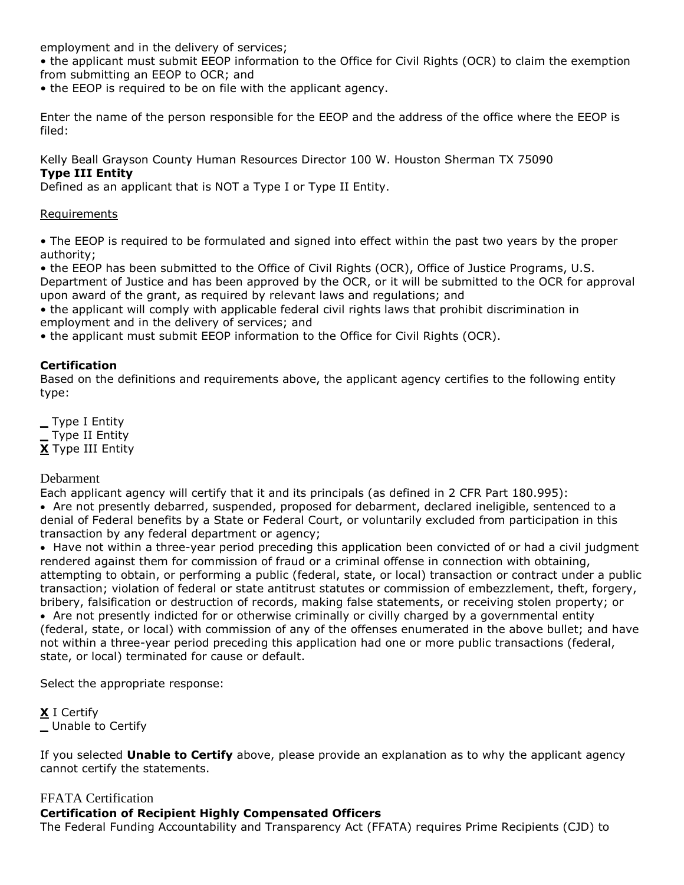employment and in the delivery of services;

- the applicant must submit EEOP information to the Office for Civil Rights (OCR) to claim the exemption from submitting an EEOP to OCR; and
- the EEOP is required to be on file with the applicant agency.

Enter the name of the person responsible for the EEOP and the address of the office where the EEOP is filed:

Kelly Beall Grayson County Human Resources Director 100 W. Houston Sherman TX 75090

**Type III Entity**

Defined as an applicant that is NOT a Type I or Type II Entity.

Requirements

- The EEOP is required to be formulated and signed into effect within the past two years by the proper authority;
- the EEOP has been submitted to the Office of Civil Rights (OCR), Office of Justice Programs, U.S. Department of Justice and has been approved by the OCR, or it will be submitted to the OCR for approval upon award of the grant, as required by relevant laws and regulations; and
- the applicant will comply with applicable federal civil rights laws that prohibit discrimination in employment and in the delivery of services; and
- the applicant must submit EEOP information to the Office for Civil Rights (OCR).

**Certification**

Based on the definitions and requirements above, the applicant agency certifies to the following entity type:

_ Type I Entity
_ Type II Entity
**X** Type III Entity

## Debarment

Each applicant agency will certify that it and its principals (as defined in 2 CFR Part 180.995):

- Are not presently debarred, suspended, proposed for debarment, declared ineligible, sentenced to a denial of Federal benefits by a State or Federal Court, or voluntarily excluded from participation in this transaction by any federal department or agency;
- Have not within a three-year period preceding this application been convicted of or had a civil judgment rendered against them for commission of fraud or a criminal offense in connection with obtaining, attempting to obtain, or performing a public (federal, state, or local) transaction or contract under a public transaction; violation of federal or state antitrust statutes or commission of embezzlement, theft, forgery, bribery, falsification or destruction of records, making false statements, or receiving stolen property; or
- Are not presently indicted for or otherwise criminally or civilly charged by a governmental entity (federal, state, or local) with commission of any of the offenses enumerated in the above bullet; and have not within a three-year period preceding this application had one or more public transactions (federal, state, or local) terminated for cause or default.

Select the appropriate response:

**X** I Certify
_ Unable to Certify

If you selected **Unable to Certify** above, please provide an explanation as to why the applicant agency cannot certify the statements.

## FFATA Certification

**Certification of Recipient Highly Compensated Officers**

The Federal Funding Accountability and Transparency Act (FFATA) requires Prime Recipients (CJD) to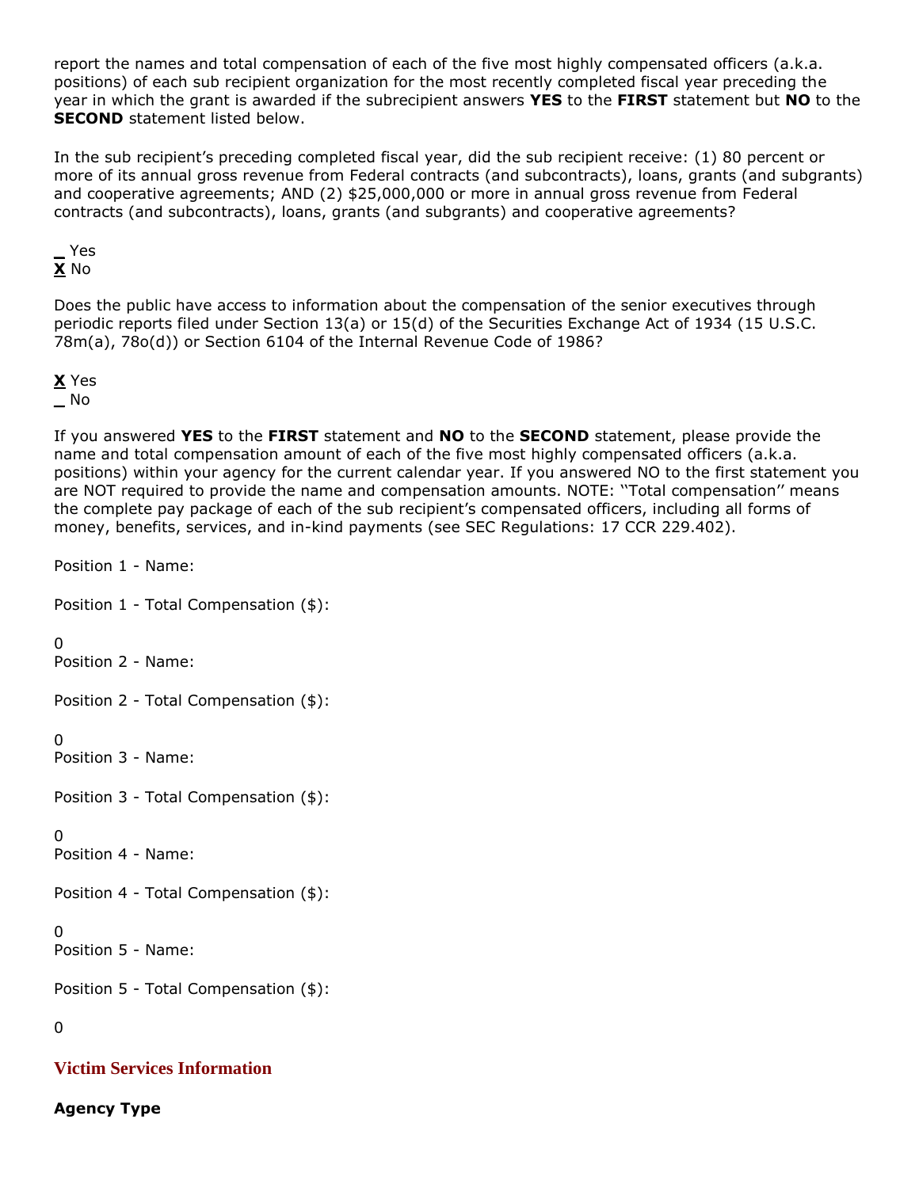report the names and total compensation of each of the five most highly compensated officers (a.k.a. positions) of each sub recipient organization for the most recently completed fiscal year preceding the year in which the grant is awarded if the subrecipient answers **YES** to the **FIRST** statement but **NO** to the **SECOND** statement listed below.

In the sub recipient's preceding completed fiscal year, did the sub recipient receive: (1) 80 percent or more of its annual gross revenue from Federal contracts (and subcontracts), loans, grants (and subgrants) and cooperative agreements; AND (2) $25,000,000 or more in annual gross revenue from Federal contracts (and subcontracts), loans, grants (and subgrants) and cooperative agreements?

_ Yes
**X** No

Does the public have access to information about the compensation of the senior executives through periodic reports filed under Section 13(a) or 15(d) of the Securities Exchange Act of 1934 (15 U.S.C. 78m(a), 78o(d)) or Section 6104 of the Internal Revenue Code of 1986?

**X** Yes
_ No

If you answered **YES** to the **FIRST** statement and **NO** to the **SECOND** statement, please provide the name and total compensation amount of each of the five most highly compensated officers (a.k.a. positions) within your agency for the current calendar year. If you answered NO to the first statement you are NOT required to provide the name and compensation amounts. NOTE: ''Total compensation'' means the complete pay package of each of the sub recipient's compensated officers, including all forms of money, benefits, services, and in-kind payments (see SEC Regulations: 17 CCR 229.402).

Position 1 - Name:

Position 1 - Total Compensation ($):

0

Position 2 - Name:

Position 2 - Total Compensation ($):

0

Position 3 - Name:

Position 3 - Total Compensation ($):

0

Position 4 - Name:

Position 4 - Total Compensation ($):

0

Position 5 - Name:

Position 5 - Total Compensation ($):

0

## Victim Services Information

**Agency Type**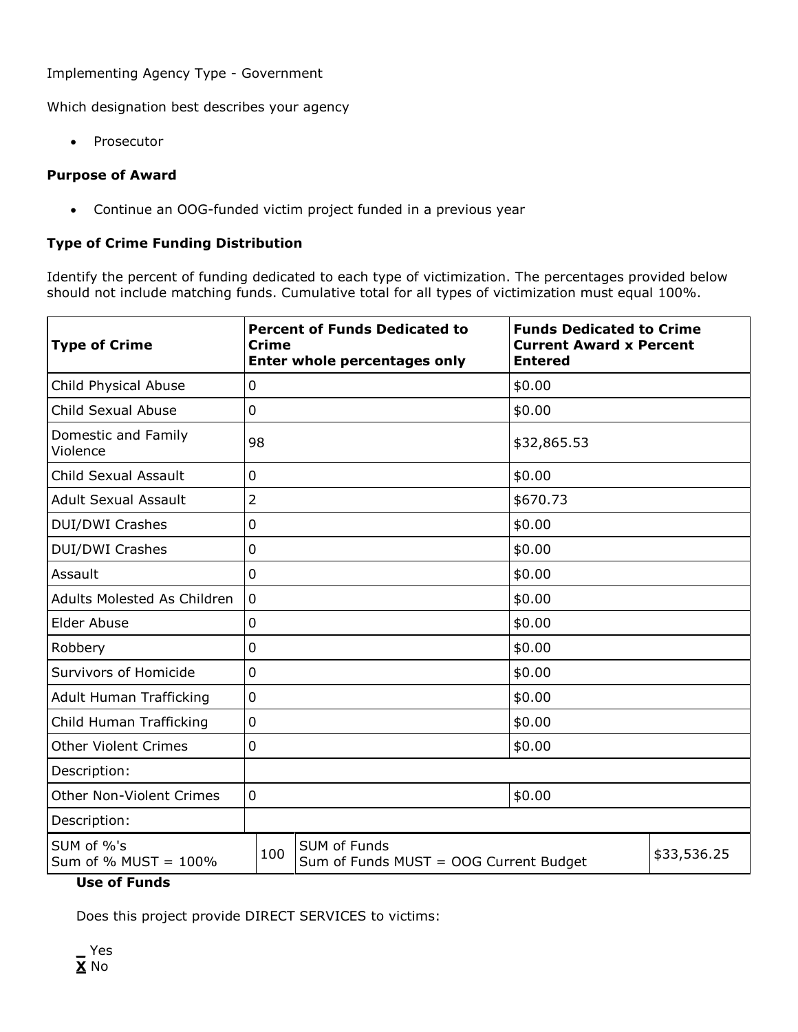Implementing Agency Type - Government

Which designation best describes your agency

- Prosecutor

**Purpose of Award**

- Continue an OOG-funded victim project funded in a previous year

**Type of Crime Funding Distribution**

Identify the percent of funding dedicated to each type of victimization. The percentages provided below should not include matching funds. Cumulative total for all types of victimization must equal 100%.

| Type of Crime | Percent of Funds Dedicated to Crime Enter whole percentages only | | Funds Dedicated to Crime Current Award x Percent Entered | |
|---|---|---|---|---|
| Child Physical Abuse | 0 | | $0.00 | |
| Child Sexual Abuse | 0 | | $0.00 | |
| Domestic and Family Violence | 98 | | $32,865.53 | |
| Child Sexual Assault | 0 | | $0.00 | |
| Adult Sexual Assault | 2 | | $670.73 | |
| DUI/DWI Crashes | 0 | | $0.00 | |
| DUI/DWI Crashes | 0 | | $0.00 | |
| Assault | 0 | | $0.00 | |
| Adults Molested As Children | 0 | | $0.00 | |
| Elder Abuse | 0 | | $0.00 | |
| Robbery | 0 | | $0.00 | |
| Survivors of Homicide | 0 | | $0.00 | |
| Adult Human Trafficking | 0 | | $0.00 | |
| Child Human Trafficking | 0 | | $0.00 | |
| Other Violent Crimes | 0 | | $0.00 | |
| Description: | | | | |
| Other Non-Violent Crimes | 0 | | $0.00 | |
| Description: | | | | |
| SUM of %'s Sum of % MUST = 100% | 100 | SUM of Funds Sum of Funds MUST = OOG Current Budget | | $33,536.25 |

**Use of Funds**

Does this project provide DIRECT SERVICES to victims:

_ Yes
**X** No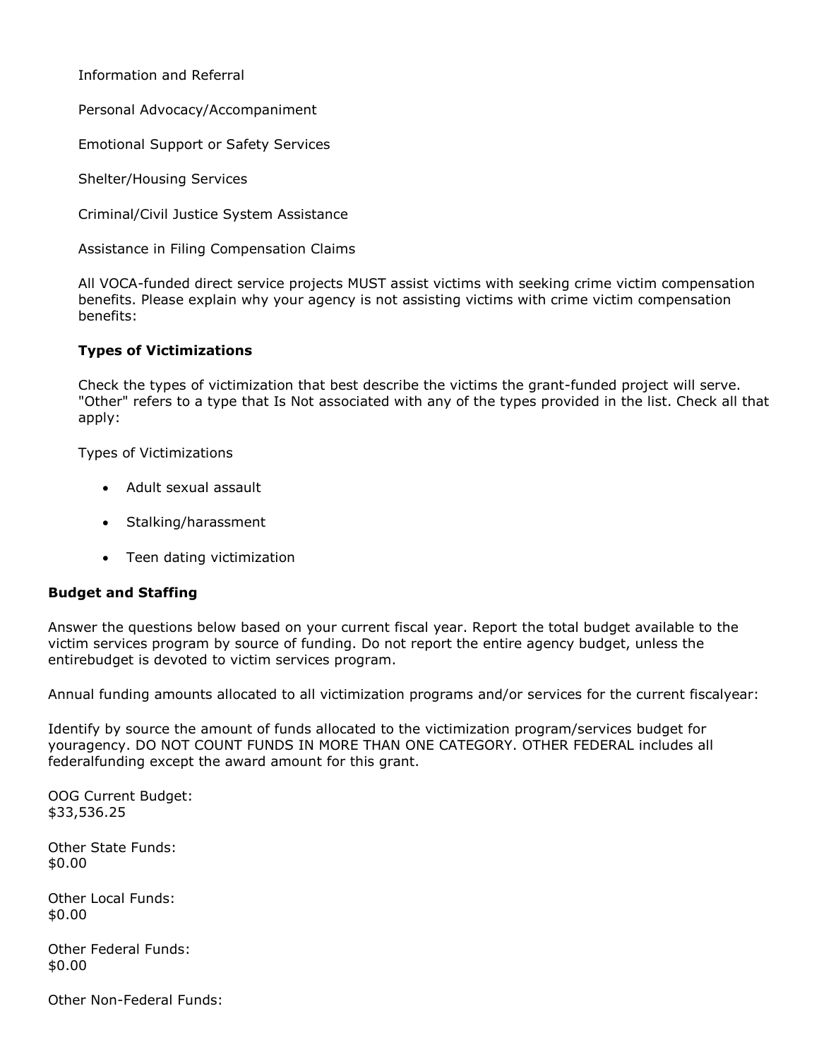Information and Referral

Personal Advocacy/Accompaniment

Emotional Support or Safety Services

Shelter/Housing Services

Criminal/Civil Justice System Assistance

Assistance in Filing Compensation Claims

All VOCA-funded direct service projects MUST assist victims with seeking crime victim compensation benefits. Please explain why your agency is not assisting victims with crime victim compensation benefits:

**Types of Victimizations**

Check the types of victimization that best describe the victims the grant-funded project will serve. "Other" refers to a type that Is Not associated with any of the types provided in the list. Check all that apply:

Types of Victimizations

- Adult sexual assault
- Stalking/harassment
- Teen dating victimization

**Budget and Staffing**

Answer the questions below based on your current fiscal year. Report the total budget available to the victim services program by source of funding. Do not report the entire agency budget, unless the entirebudget is devoted to victim services program.

Annual funding amounts allocated to all victimization programs and/or services for the current fiscalyear:

Identify by source the amount of funds allocated to the victimization program/services budget for youragency. DO NOT COUNT FUNDS IN MORE THAN ONE CATEGORY. OTHER FEDERAL includes all federalfunding except the award amount for this grant.

OOG Current Budget:
$33,536.25

Other State Funds:
$0.00

Other Local Funds:
$0.00

Other Federal Funds:
$0.00

Other Non-Federal Funds: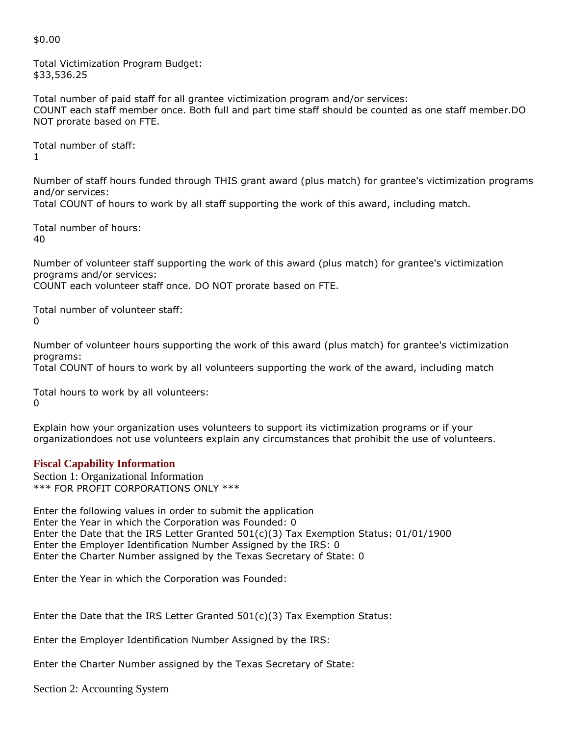$0.00

Total Victimization Program Budget:
$33,536.25

Total number of paid staff for all grantee victimization program and/or services:
COUNT each staff member once. Both full and part time staff should be counted as one staff member.DO NOT prorate based on FTE.

Total number of staff:
1

Number of staff hours funded through THIS grant award (plus match) for grantee's victimization programs and/or services:
Total COUNT of hours to work by all staff supporting the work of this award, including match.

Total number of hours:
40

Number of volunteer staff supporting the work of this award (plus match) for grantee's victimization programs and/or services:
COUNT each volunteer staff once. DO NOT prorate based on FTE.

Total number of volunteer staff:
0

Number of volunteer hours supporting the work of this award (plus match) for grantee's victimization programs:
Total COUNT of hours to work by all volunteers supporting the work of the award, including match

Total hours to work by all volunteers:
0

Explain how your organization uses volunteers to support its victimization programs or if your organizationdoes not use volunteers explain any circumstances that prohibit the use of volunteers.

## Fiscal Capability Information

Section 1: Organizational Information
*** FOR PROFIT CORPORATIONS ONLY ***

Enter the following values in order to submit the application
Enter the Year in which the Corporation was Founded: 0
Enter the Date that the IRS Letter Granted 501(c)(3) Tax Exemption Status: 01/01/1900
Enter the Employer Identification Number Assigned by the IRS: 0
Enter the Charter Number assigned by the Texas Secretary of State: 0

Enter the Year in which the Corporation was Founded:

Enter the Date that the IRS Letter Granted 501(c)(3) Tax Exemption Status:

Enter the Employer Identification Number Assigned by the IRS:

Enter the Charter Number assigned by the Texas Secretary of State:

Section 2: Accounting System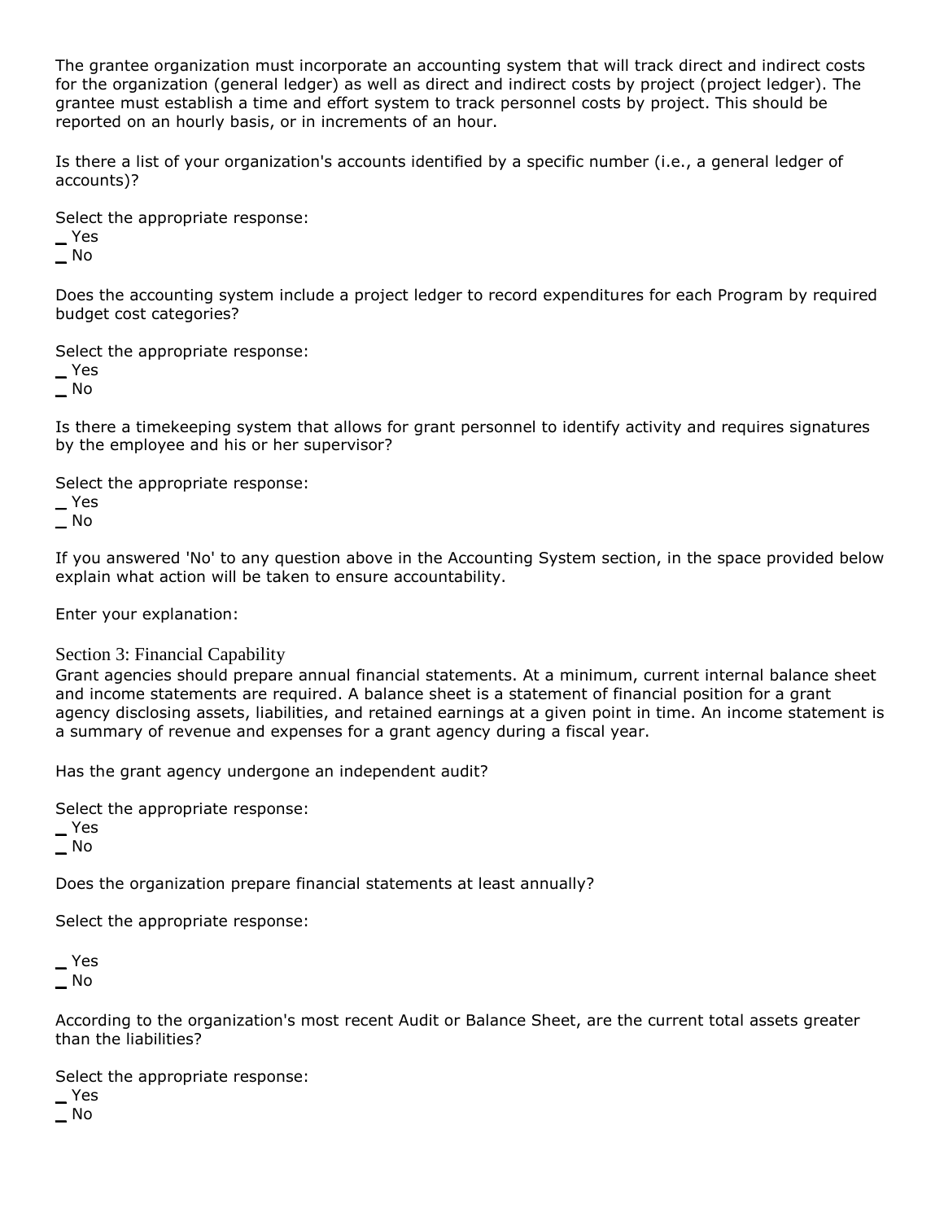The grantee organization must incorporate an accounting system that will track direct and indirect costs for the organization (general ledger) as well as direct and indirect costs by project (project ledger). The grantee must establish a time and effort system to track personnel costs by project. This should be reported on an hourly basis, or in increments of an hour.

Is there a list of your organization's accounts identified by a specific number (i.e., a general ledger of accounts)?

Select the appropriate response:
_ Yes
_ No

Does the accounting system include a project ledger to record expenditures for each Program by required budget cost categories?

Select the appropriate response:
_ Yes
_ No

Is there a timekeeping system that allows for grant personnel to identify activity and requires signatures by the employee and his or her supervisor?

Select the appropriate response:
_ Yes
_ No

If you answered 'No' to any question above in the Accounting System section, in the space provided below explain what action will be taken to ensure accountability.

Enter your explanation:

## Section 3: Financial Capability

Grant agencies should prepare annual financial statements. At a minimum, current internal balance sheet and income statements are required. A balance sheet is a statement of financial position for a grant agency disclosing assets, liabilities, and retained earnings at a given point in time. An income statement is a summary of revenue and expenses for a grant agency during a fiscal year.

Has the grant agency undergone an independent audit?

Select the appropriate response:
_ Yes
_ No

Does the organization prepare financial statements at least annually?

Select the appropriate response:

_ Yes
_ No

According to the organization's most recent Audit or Balance Sheet, are the current total assets greater than the liabilities?

Select the appropriate response:
_ Yes
_ No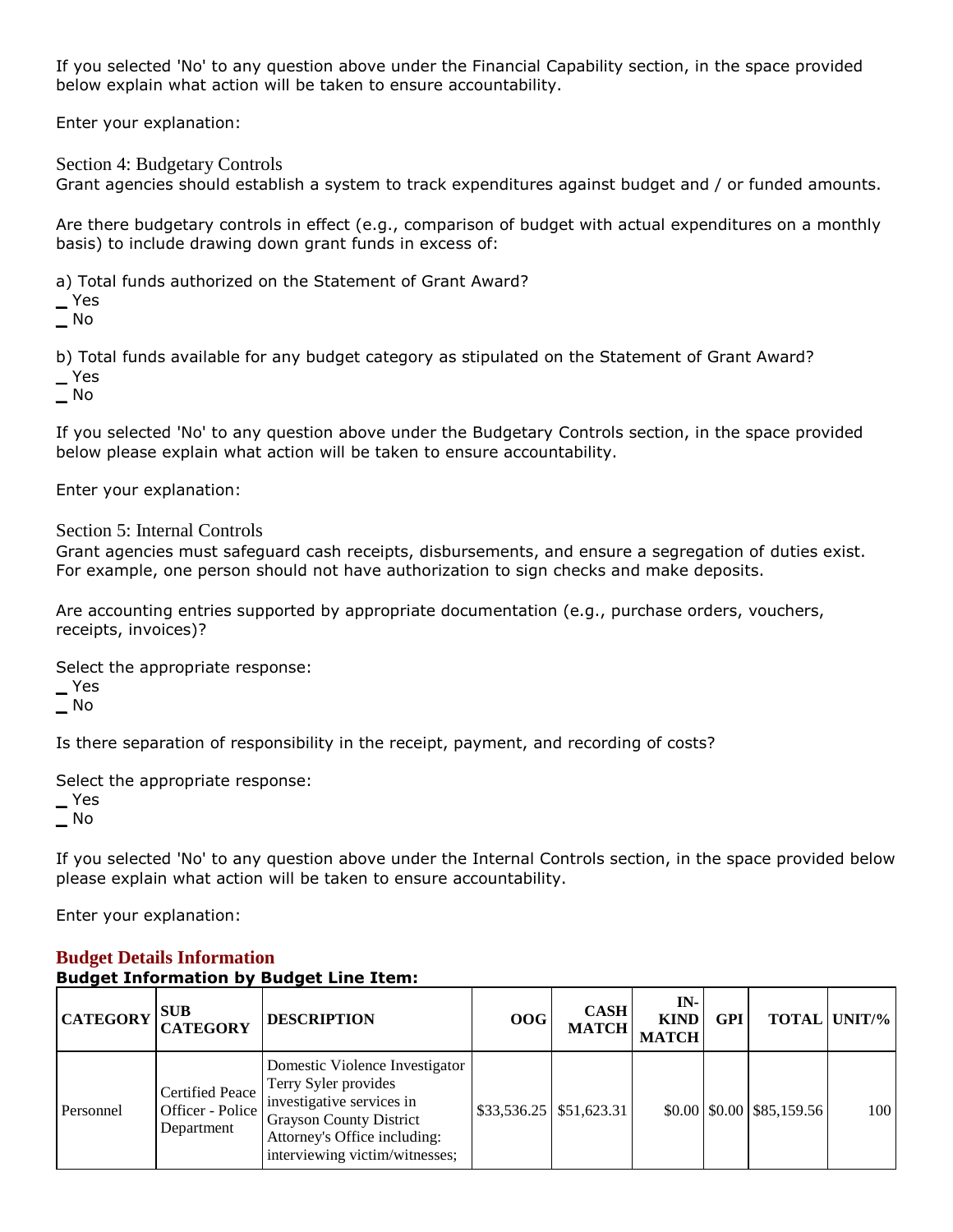If you selected 'No' to any question above under the Financial Capability section, in the space provided below explain what action will be taken to ensure accountability.

Enter your explanation:

Section 4: Budgetary Controls

Grant agencies should establish a system to track expenditures against budget and / or funded amounts.

Are there budgetary controls in effect (e.g., comparison of budget with actual expenditures on a monthly basis) to include drawing down grant funds in excess of:

a) Total funds authorized on the Statement of Grant Award?

_ Yes
_ No

b) Total funds available for any budget category as stipulated on the Statement of Grant Award?

_ Yes
_ No

If you selected 'No' to any question above under the Budgetary Controls section, in the space provided below please explain what action will be taken to ensure accountability.

Enter your explanation:

Section 5: Internal Controls

Grant agencies must safeguard cash receipts, disbursements, and ensure a segregation of duties exist. For example, one person should not have authorization to sign checks and make deposits.

Are accounting entries supported by appropriate documentation (e.g., purchase orders, vouchers, receipts, invoices)?

Select the appropriate response:

_ Yes
_ No

Is there separation of responsibility in the receipt, payment, and recording of costs?

Select the appropriate response:

_ Yes
_ No

If you selected 'No' to any question above under the Internal Controls section, in the space provided below please explain what action will be taken to ensure accountability.

Enter your explanation:

## Budget Details Information

**Budget Information by Budget Line Item:**

| CATEGORY | SUB CATEGORY | DESCRIPTION | OOG | CASH MATCH | IN-KIND MATCH | GPI | TOTAL | UNIT/% |
|---|---|---|---|---|---|---|---|---|
| Personnel | Certified Peace Officer - Police Department | Domestic Violence Investigator Terry Syler provides investigative services in Grayson County District Attorney's Office including: interviewing victim/witnesses; | $33,536.25 | $51,623.31 | $0.00 | $0.00 | $85,159.56 | 100 |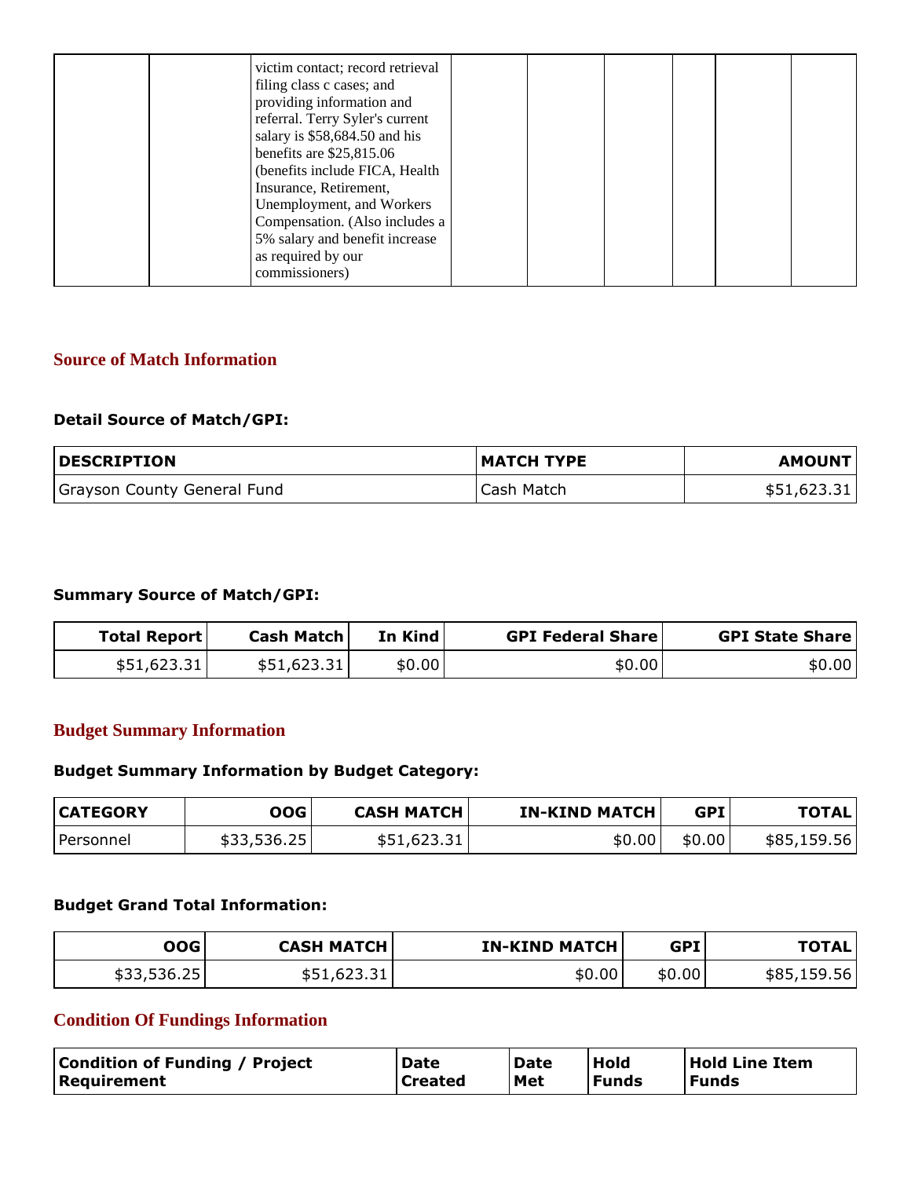| | | | | | | | | |
|---|---|---|---|---|---|---|---|---|
| | | victim contact; record retrieval filing class c cases; and providing information and referral. Terry Syler's current salary is $58,684.50 and his benefits are $25,815.06 (benefits include FICA, Health Insurance, Retirement, Unemployment, and Workers Compensation. (Also includes a 5% salary and benefit increase as required by our commissioners) | | | | | | |

## Source of Match Information

### Detail Source of Match/GPI:

| DESCRIPTION | MATCH TYPE | AMOUNT |
|---|---|---|
| Grayson County General Fund | Cash Match | $51,623.31 |

### Summary Source of Match/GPI:

| Total Report | Cash Match | In Kind | GPI Federal Share | GPI State Share |
|---|---|---|---|---|
| $51,623.31 | $51,623.31 | $0.00 | $0.00 | $0.00 |

## Budget Summary Information

### Budget Summary Information by Budget Category:

| CATEGORY | OOG | CASH MATCH | IN-KIND MATCH | GPI | TOTAL |
|---|---|---|---|---|---|
| Personnel | $33,536.25 | $51,623.31 | $0.00 | $0.00 | $85,159.56 |

### Budget Grand Total Information:

| OOG | CASH MATCH | IN-KIND MATCH | GPI | TOTAL |
|---|---|---|---|---|
| $33,536.25 | $51,623.31 | $0.00 | $0.00 | $85,159.56 |

## Condition Of Fundings Information

| Condition of Funding / Project Requirement | Date Created | Date Met | Hold Funds | Hold Line Item Funds |
|---|---|---|---|---|